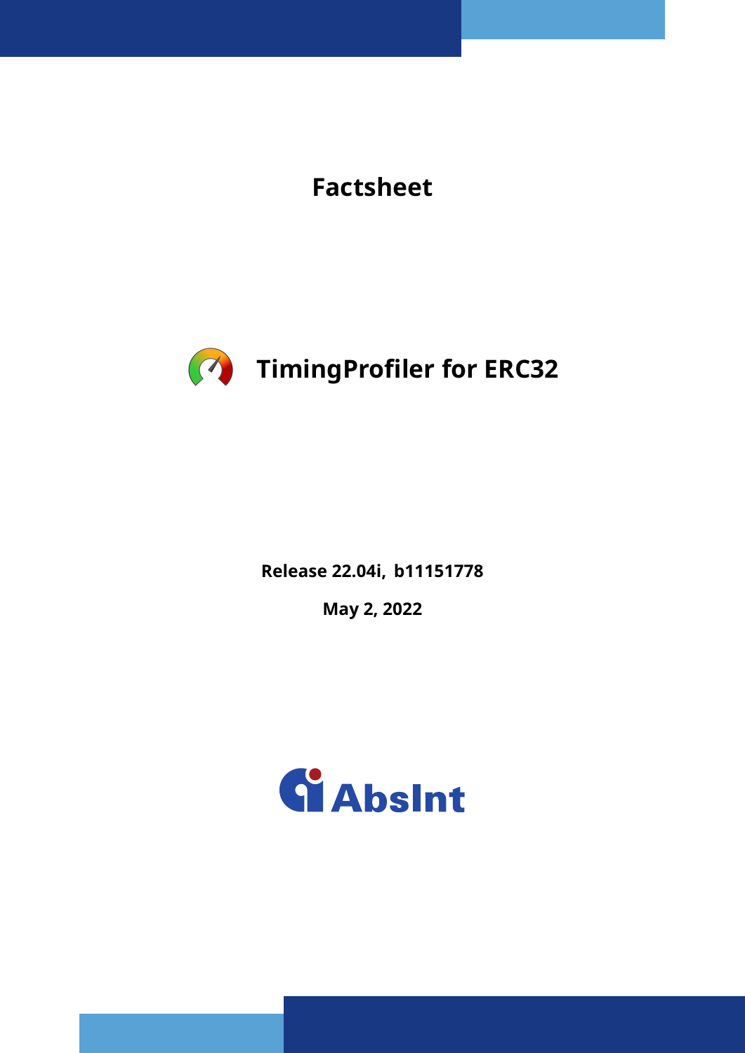# Factsheet

# TimingProfiler for ERC32

**Release 22.04i, b11151778**

**May 2, 2022**

AbsInt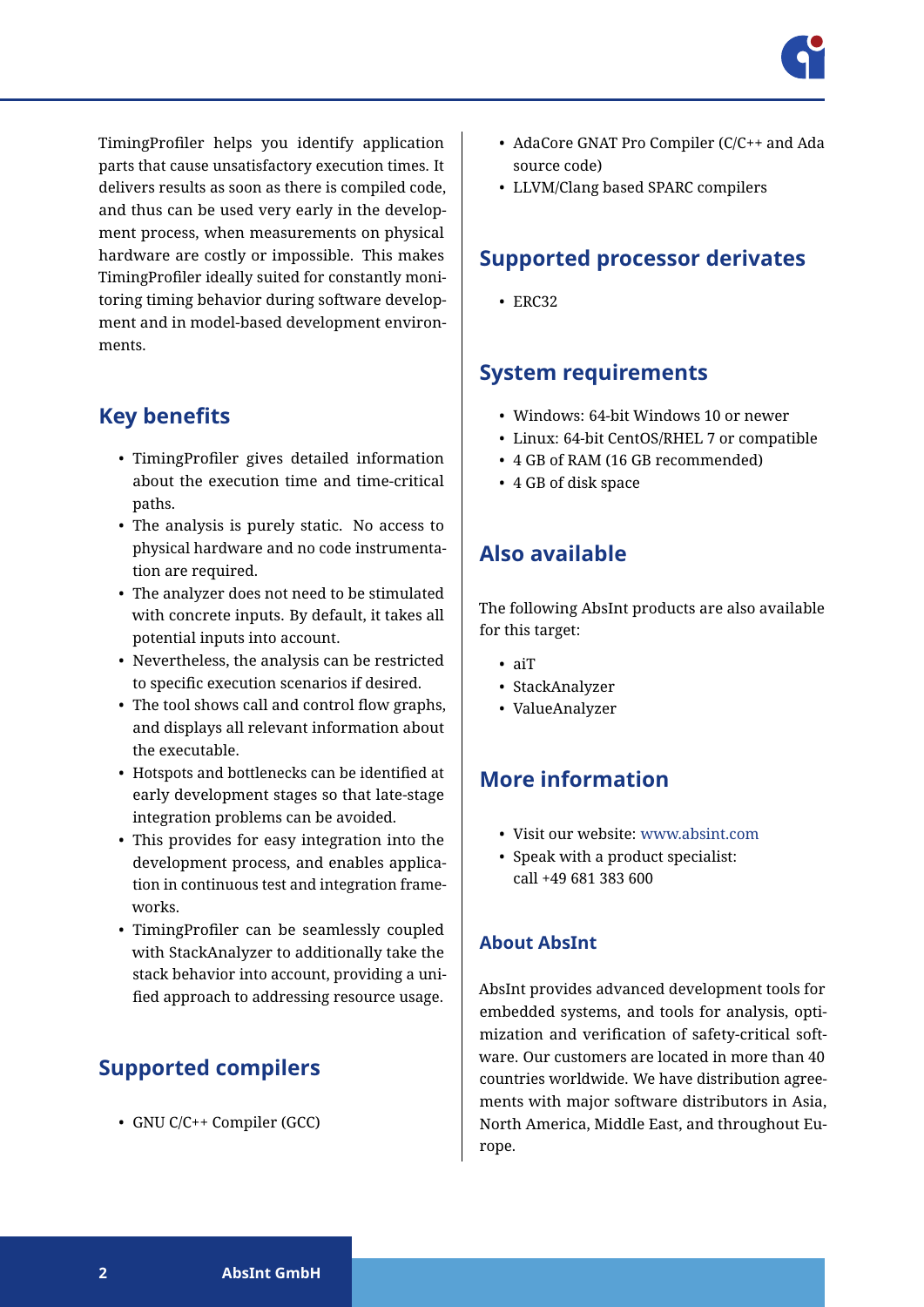TimingProfiler helps you identify application parts that cause unsatisfactory execution times. It delivers results as soon as there is compiled code, and thus can be used very early in the development process, when measurements on physical hardware are costly or impossible. This makes TimingProfiler ideally suited for constantly monitoring timing behavior during software development and in model-based development environments.

## Key benefits

- TimingProfiler gives detailed information about the execution time and time-critical paths.
- The analysis is purely static. No access to physical hardware and no code instrumentation are required.
- The analyzer does not need to be stimulated with concrete inputs. By default, it takes all potential inputs into account.
- Nevertheless, the analysis can be restricted to specific execution scenarios if desired.
- The tool shows call and control flow graphs, and displays all relevant information about the executable.
- Hotspots and bottlenecks can be identified at early development stages so that late-stage integration problems can be avoided.
- This provides for easy integration into the development process, and enables application in continuous test and integration frameworks.
- TimingProfiler can be seamlessly coupled with StackAnalyzer to additionally take the stack behavior into account, providing a unified approach to addressing resource usage.

## Supported compilers

- GNU C/C++ Compiler (GCC)
- AdaCore GNAT Pro Compiler (C/C++ and Ada source code)
- LLVM/Clang based SPARC compilers

## Supported processor derivates

- ERC32

## System requirements

- Windows: 64-bit Windows 10 or newer
- Linux: 64-bit CentOS/RHEL 7 or compatible
- 4 GB of RAM (16 GB recommended)
- 4 GB of disk space

## Also available

The following AbsInt products are also available for this target:

- aiT
- StackAnalyzer
- ValueAnalyzer

## More information

- Visit our website: www.absint.com
- Speak with a product specialist: call +49 681 383 600

### About AbsInt

AbsInt provides advanced development tools for embedded systems, and tools for analysis, optimization and verification of safety-critical software. Our customers are located in more than 40 countries worldwide. We have distribution agreements with major software distributors in Asia, North America, Middle East, and throughout Europe.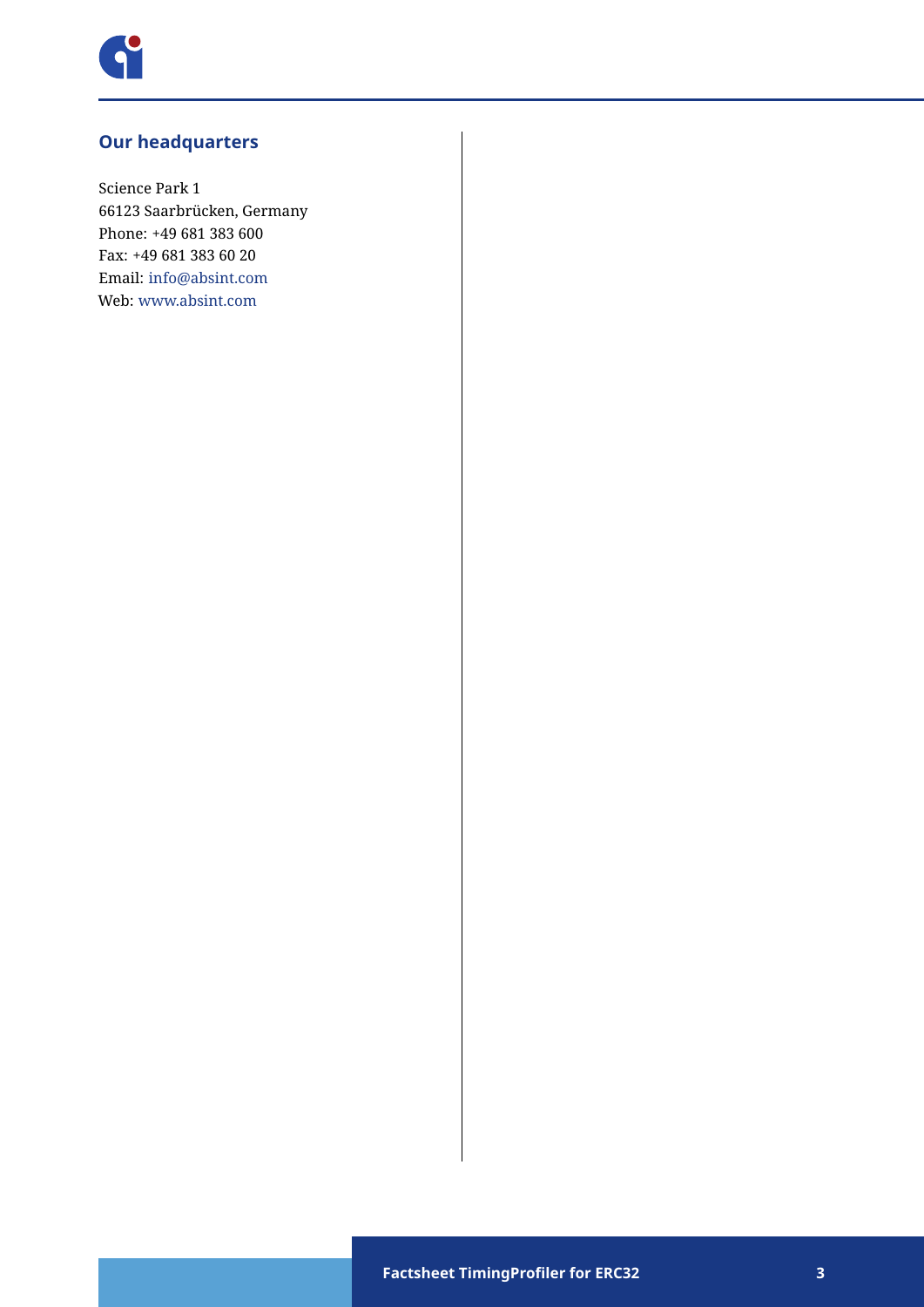## Our headquarters

Science Park 1
66123 Saarbrücken, Germany
Phone: +49 681 383 600
Fax: +49 681 383 60 20
Email: info@absint.com
Web: www.absint.com